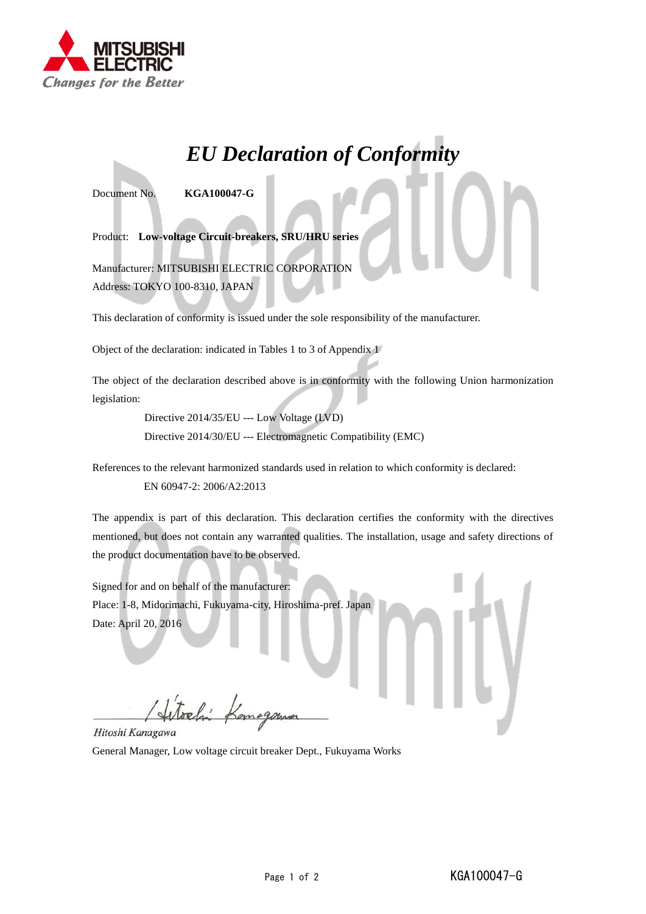MITSUBISHI ELECTRIC
*Changes for the Better*

# *EU Declaration of Conformity*

Document No. **KGA100047-G**

Product: **Low-voltage Circuit-breakers, SRU/HRU series**

Manufacturer: MITSUBISHI ELECTRIC CORPORATION
Address: TOKYO 100-8310, JAPAN

This declaration of conformity is issued under the sole responsibility of the manufacturer.

Object of the declaration: indicated in Tables 1 to 3 of Appendix 1

The object of the declaration described above is in conformity with the following Union harmonization legislation:

Directive 2014/35/EU --- Low Voltage (LVD)
Directive 2014/30/EU --- Electromagnetic Compatibility (EMC)

References to the relevant harmonized standards used in relation to which conformity is declared:

EN 60947-2: 2006/A2:2013

The appendix is part of this declaration. This declaration certifies the conformity with the directives mentioned, but does not contain any warranted qualities. The installation, usage and safety directions of the product documentation have to be observed.

Signed for and on behalf of the manufacturer:
Place: 1-8, Midorimachi, Fukuyama-city, Hiroshima-pref. Japan
Date: April 20, 2016

*Hitoshi Kanagawa*
General Manager, Low voltage circuit breaker Dept., Fukuyama Works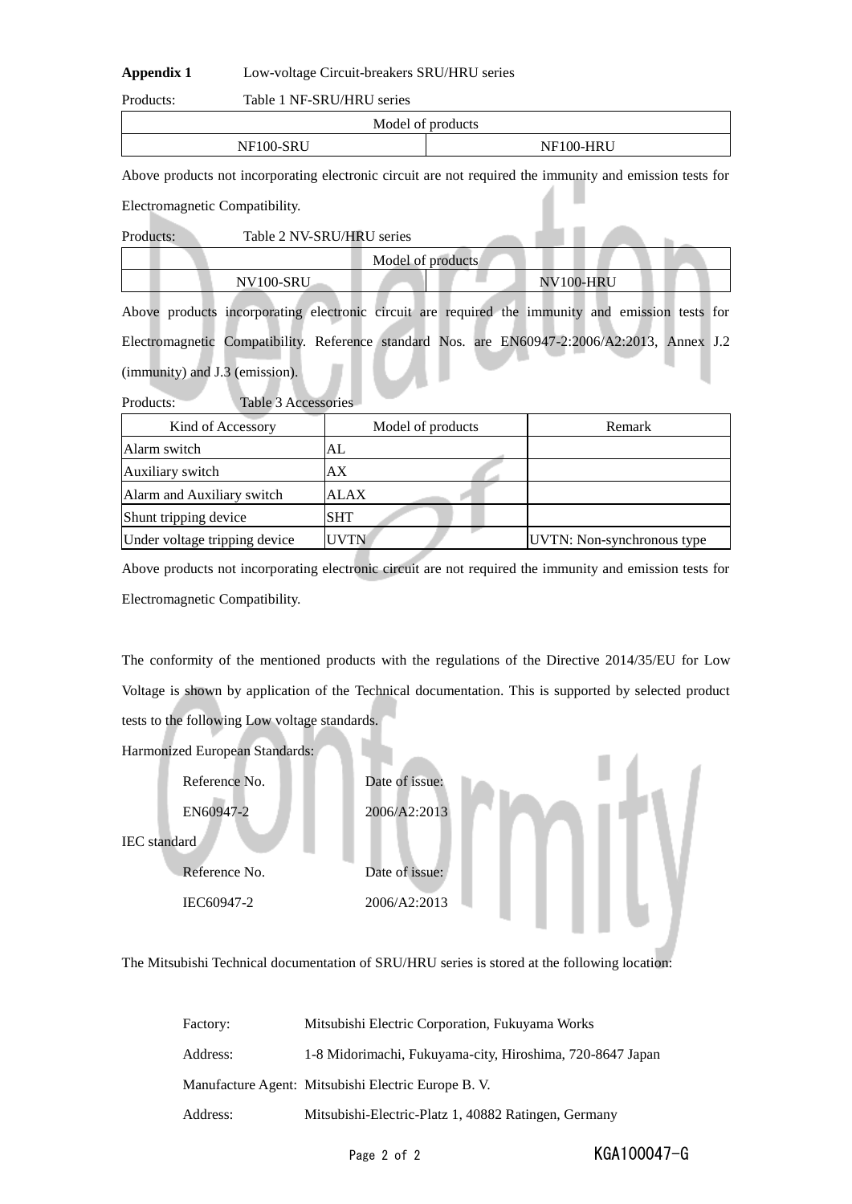**Appendix 1** Low-voltage Circuit-breakers SRU/HRU series

Products: Table 1 NF-SRU/HRU series

| Model of products | |
|---|---|
| NF100-SRU | NF100-HRU |

Above products not incorporating electronic circuit are not required the immunity and emission tests for Electromagnetic Compatibility.

Products: Table 2 NV-SRU/HRU series

| Model of products | |
|---|---|
| NV100-SRU | NV100-HRU |

Above products incorporating electronic circuit are required the immunity and emission tests for Electromagnetic Compatibility. Reference standard Nos. are EN60947-2:2006/A2:2013, Annex J.2 (immunity) and J.3 (emission).

Products: Table 3 Accessories

| Kind of Accessory | Model of products | Remark |
|---|---|---|
| Alarm switch | AL | |
| Auxiliary switch | AX | |
| Alarm and Auxiliary switch | ALAX | |
| Shunt tripping device | SHT | |
| Under voltage tripping device | UVTN | UVTN: Non-synchronous type |

Above products not incorporating electronic circuit are not required the immunity and emission tests for Electromagnetic Compatibility.

The conformity of the mentioned products with the regulations of the Directive 2014/35/EU for Low Voltage is shown by application of the Technical documentation. This is supported by selected product tests to the following Low voltage standards.

Harmonized European Standards:

| Reference No. | Date of issue: |
|---|---|
| EN60947-2 | 2006/A2:2013 |

IEC standard

| Reference No. | Date of issue: |
|---|---|
| IEC60947-2 | 2006/A2:2013 |

The Mitsubishi Technical documentation of SRU/HRU series is stored at the following location:

Factory: Mitsubishi Electric Corporation, Fukuyama Works

Address: 1-8 Midorimachi, Fukuyama-city, Hiroshima, 720-8647 Japan

Manufacture Agent: Mitsubishi Electric Europe B. V.

Address: Mitsubishi-Electric-Platz 1, 40882 Ratingen, Germany

KGA100047-G